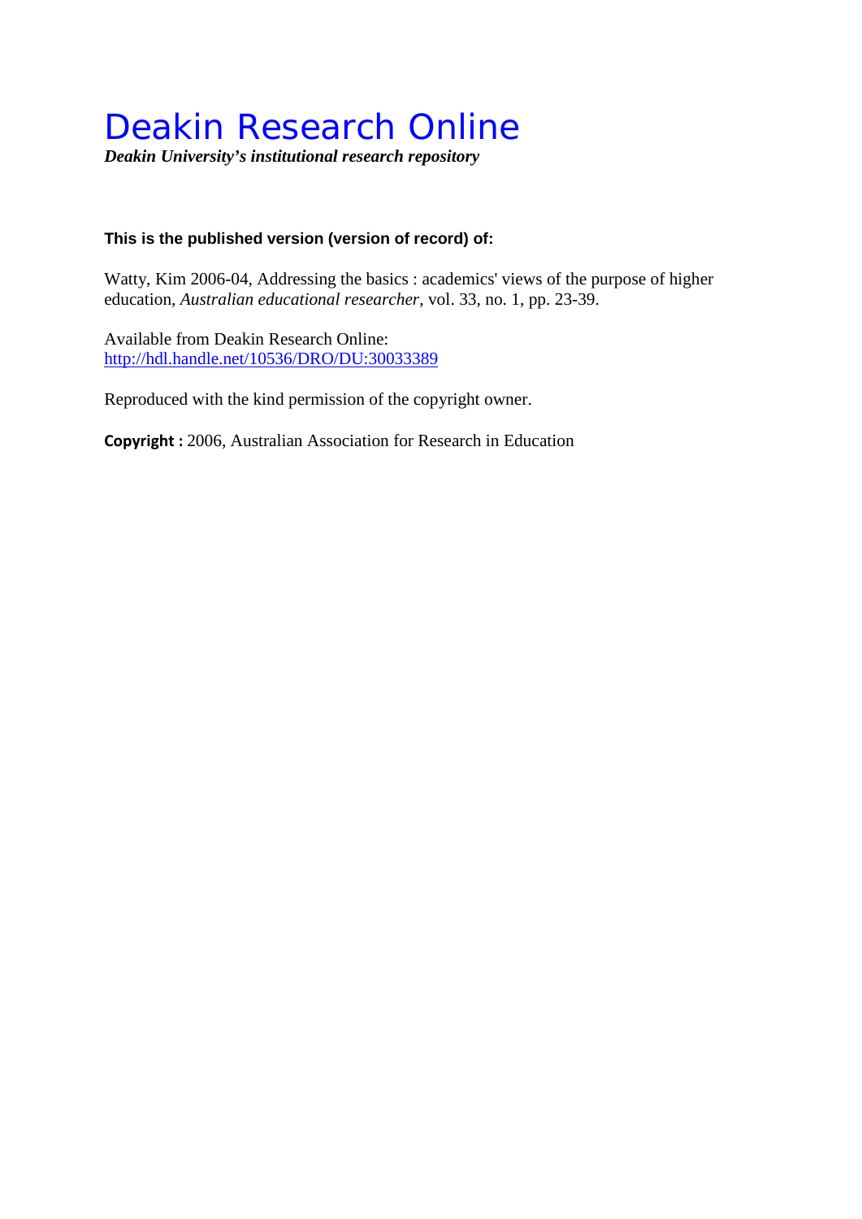# Deakin Research Online

***Deakin University's institutional research repository***

**This is the published version (version of record) of:**

Watty, Kim 2006-04, Addressing the basics : academics' views of the purpose of higher education, *Australian educational researcher*, vol. 33, no. 1, pp. 23-39.

Available from Deakin Research Online:
http://hdl.handle.net/10536/DRO/DU:30033389

Reproduced with the kind permission of the copyright owner.

**Copyright :** 2006, Australian Association for Research in Education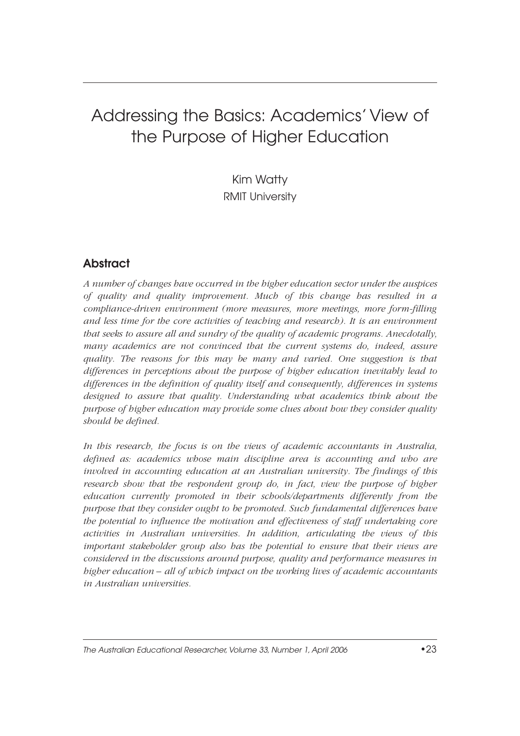# Addressing the Basics: Academics' View of the Purpose of Higher Education

Kim Watty
RMIT University

## Abstract

*A number of changes have occurred in the higher education sector under the auspices of quality and quality improvement. Much of this change has resulted in a compliance-driven environment (more measures, more meetings, more form-filling and less time for the core activities of teaching and research). It is an environment that seeks to assure all and sundry of the quality of academic programs. Anecdotally, many academics are not convinced that the current systems do, indeed, assure quality. The reasons for this may be many and varied. One suggestion is that differences in perceptions about the purpose of higher education inevitably lead to differences in the definition of quality itself and consequently, differences in systems designed to assure that quality. Understanding what academics think about the purpose of higher education may provide some clues about how they consider quality should be defined.*

*In this research, the focus is on the views of academic accountants in Australia, defined as: academics whose main discipline area is accounting and who are involved in accounting education at an Australian university. The findings of this research show that the respondent group do, in fact, view the purpose of higher education currently promoted in their schools/departments differently from the purpose that they consider ought to be promoted. Such fundamental differences have the potential to influence the motivation and effectiveness of staff undertaking core activities in Australian universities. In addition, articulating the views of this important stakeholder group also has the potential to ensure that their views are considered in the discussions around purpose, quality and performance measures in higher education – all of which impact on the working lives of academic accountants in Australian universities.*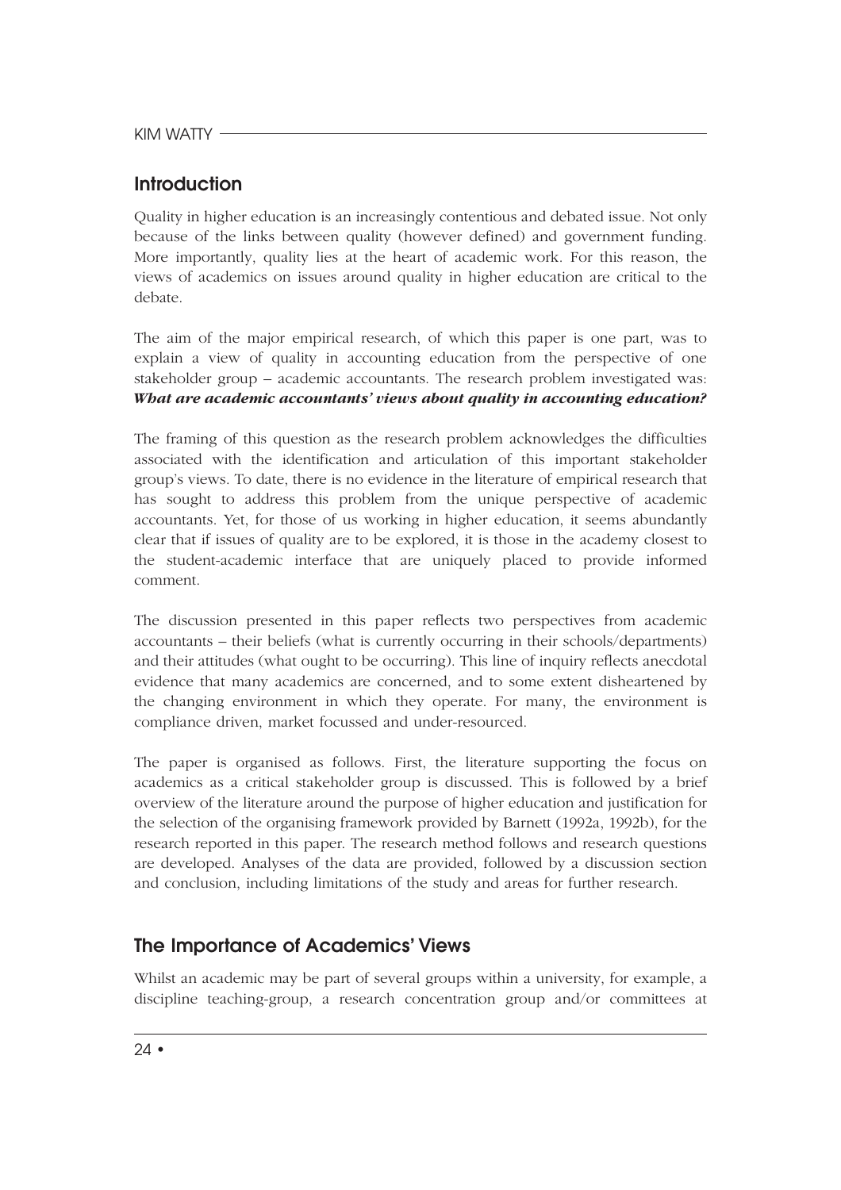## Introduction

Quality in higher education is an increasingly contentious and debated issue. Not only because of the links between quality (however defined) and government funding. More importantly, quality lies at the heart of academic work. For this reason, the views of academics on issues around quality in higher education are critical to the debate.

The aim of the major empirical research, of which this paper is one part, was to explain a view of quality in accounting education from the perspective of one stakeholder group – academic accountants. The research problem investigated was: ***What are academic accountants' views about quality in accounting education?***

The framing of this question as the research problem acknowledges the difficulties associated with the identification and articulation of this important stakeholder group's views. To date, there is no evidence in the literature of empirical research that has sought to address this problem from the unique perspective of academic accountants. Yet, for those of us working in higher education, it seems abundantly clear that if issues of quality are to be explored, it is those in the academy closest to the student-academic interface that are uniquely placed to provide informed comment.

The discussion presented in this paper reflects two perspectives from academic accountants – their beliefs (what is currently occurring in their schools/departments) and their attitudes (what ought to be occurring). This line of inquiry reflects anecdotal evidence that many academics are concerned, and to some extent disheartened by the changing environment in which they operate. For many, the environment is compliance driven, market focussed and under-resourced.

The paper is organised as follows. First, the literature supporting the focus on academics as a critical stakeholder group is discussed. This is followed by a brief overview of the literature around the purpose of higher education and justification for the selection of the organising framework provided by Barnett (1992a, 1992b), for the research reported in this paper. The research method follows and research questions are developed. Analyses of the data are provided, followed by a discussion section and conclusion, including limitations of the study and areas for further research.

## The Importance of Academics' Views

Whilst an academic may be part of several groups within a university, for example, a discipline teaching-group, a research concentration group and/or committees at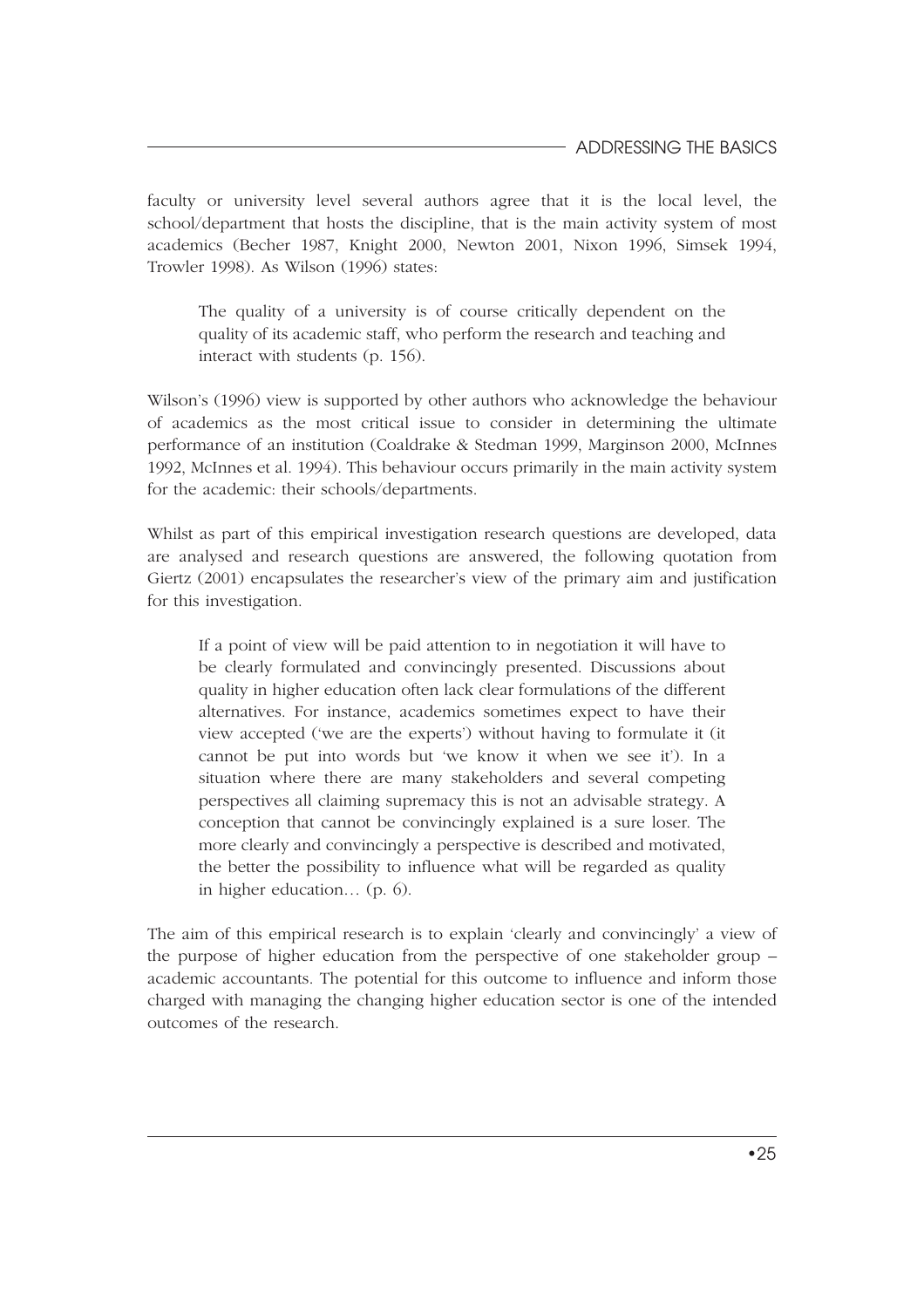faculty or university level several authors agree that it is the local level, the school/department that hosts the discipline, that is the main activity system of most academics (Becher 1987, Knight 2000, Newton 2001, Nixon 1996, Simsek 1994, Trowler 1998). As Wilson (1996) states:

> The quality of a university is of course critically dependent on the quality of its academic staff, who perform the research and teaching and interact with students (p. 156).

Wilson's (1996) view is supported by other authors who acknowledge the behaviour of academics as the most critical issue to consider in determining the ultimate performance of an institution (Coaldrake & Stedman 1999, Marginson 2000, McInnes 1992, McInnes et al. 1994). This behaviour occurs primarily in the main activity system for the academic: their schools/departments.

Whilst as part of this empirical investigation research questions are developed, data are analysed and research questions are answered, the following quotation from Giertz (2001) encapsulates the researcher's view of the primary aim and justification for this investigation.

> If a point of view will be paid attention to in negotiation it will have to be clearly formulated and convincingly presented. Discussions about quality in higher education often lack clear formulations of the different alternatives. For instance, academics sometimes expect to have their view accepted ('we are the experts') without having to formulate it (it cannot be put into words but 'we know it when we see it'). In a situation where there are many stakeholders and several competing perspectives all claiming supremacy this is not an advisable strategy. A conception that cannot be convincingly explained is a sure loser. The more clearly and convincingly a perspective is described and motivated, the better the possibility to influence what will be regarded as quality in higher education… (p. 6).

The aim of this empirical research is to explain 'clearly and convincingly' a view of the purpose of higher education from the perspective of one stakeholder group – academic accountants. The potential for this outcome to influence and inform those charged with managing the changing higher education sector is one of the intended outcomes of the research.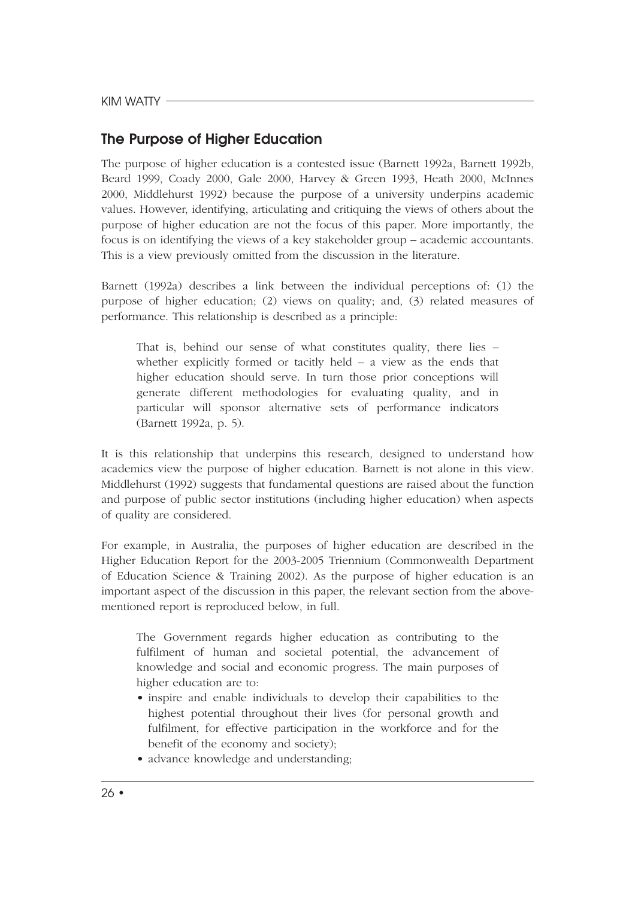## The Purpose of Higher Education

The purpose of higher education is a contested issue (Barnett 1992a, Barnett 1992b, Beard 1999, Coady 2000, Gale 2000, Harvey & Green 1993, Heath 2000, McInnes 2000, Middlehurst 1992) because the purpose of a university underpins academic values. However, identifying, articulating and critiquing the views of others about the purpose of higher education are not the focus of this paper. More importantly, the focus is on identifying the views of a key stakeholder group – academic accountants. This is a view previously omitted from the discussion in the literature.

Barnett (1992a) describes a link between the individual perceptions of: (1) the purpose of higher education; (2) views on quality; and, (3) related measures of performance. This relationship is described as a principle:

> That is, behind our sense of what constitutes quality, there lies – whether explicitly formed or tacitly held – a view as the ends that higher education should serve. In turn those prior conceptions will generate different methodologies for evaluating quality, and in particular will sponsor alternative sets of performance indicators (Barnett 1992a, p. 5).

It is this relationship that underpins this research, designed to understand how academics view the purpose of higher education. Barnett is not alone in this view. Middlehurst (1992) suggests that fundamental questions are raised about the function and purpose of public sector institutions (including higher education) when aspects of quality are considered.

For example, in Australia, the purposes of higher education are described in the Higher Education Report for the 2003-2005 Triennium (Commonwealth Department of Education Science & Training 2002). As the purpose of higher education is an important aspect of the discussion in this paper, the relevant section from the above-mentioned report is reproduced below, in full.

> The Government regards higher education as contributing to the fulfilment of human and societal potential, the advancement of knowledge and social and economic progress. The main purposes of higher education are to:
>
> - inspire and enable individuals to develop their capabilities to the highest potential throughout their lives (for personal growth and fulfilment, for effective participation in the workforce and for the benefit of the economy and society);
> - advance knowledge and understanding;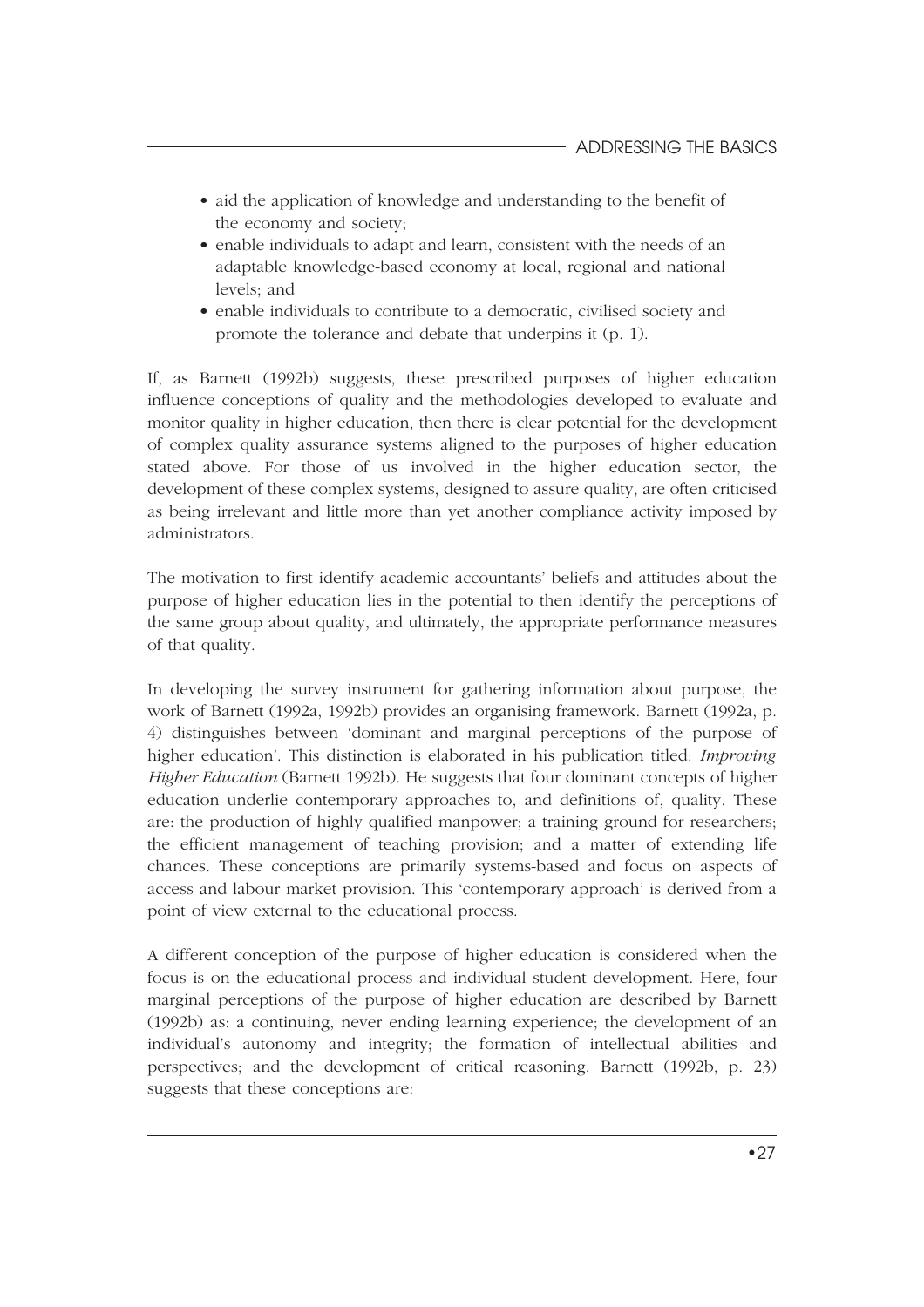- aid the application of knowledge and understanding to the benefit of the economy and society;
- enable individuals to adapt and learn, consistent with the needs of an adaptable knowledge-based economy at local, regional and national levels; and
- enable individuals to contribute to a democratic, civilised society and promote the tolerance and debate that underpins it (p. 1).

If, as Barnett (1992b) suggests, these prescribed purposes of higher education influence conceptions of quality and the methodologies developed to evaluate and monitor quality in higher education, then there is clear potential for the development of complex quality assurance systems aligned to the purposes of higher education stated above. For those of us involved in the higher education sector, the development of these complex systems, designed to assure quality, are often criticised as being irrelevant and little more than yet another compliance activity imposed by administrators.

The motivation to first identify academic accountants' beliefs and attitudes about the purpose of higher education lies in the potential to then identify the perceptions of the same group about quality, and ultimately, the appropriate performance measures of that quality.

In developing the survey instrument for gathering information about purpose, the work of Barnett (1992a, 1992b) provides an organising framework. Barnett (1992a, p. 4) distinguishes between 'dominant and marginal perceptions of the purpose of higher education'. This distinction is elaborated in his publication titled: *Improving Higher Education* (Barnett 1992b). He suggests that four dominant concepts of higher education underlie contemporary approaches to, and definitions of, quality. These are: the production of highly qualified manpower; a training ground for researchers; the efficient management of teaching provision; and a matter of extending life chances. These conceptions are primarily systems-based and focus on aspects of access and labour market provision. This 'contemporary approach' is derived from a point of view external to the educational process.

A different conception of the purpose of higher education is considered when the focus is on the educational process and individual student development. Here, four marginal perceptions of the purpose of higher education are described by Barnett (1992b) as: a continuing, never ending learning experience; the development of an individual's autonomy and integrity; the formation of intellectual abilities and perspectives; and the development of critical reasoning. Barnett (1992b, p. 23) suggests that these conceptions are: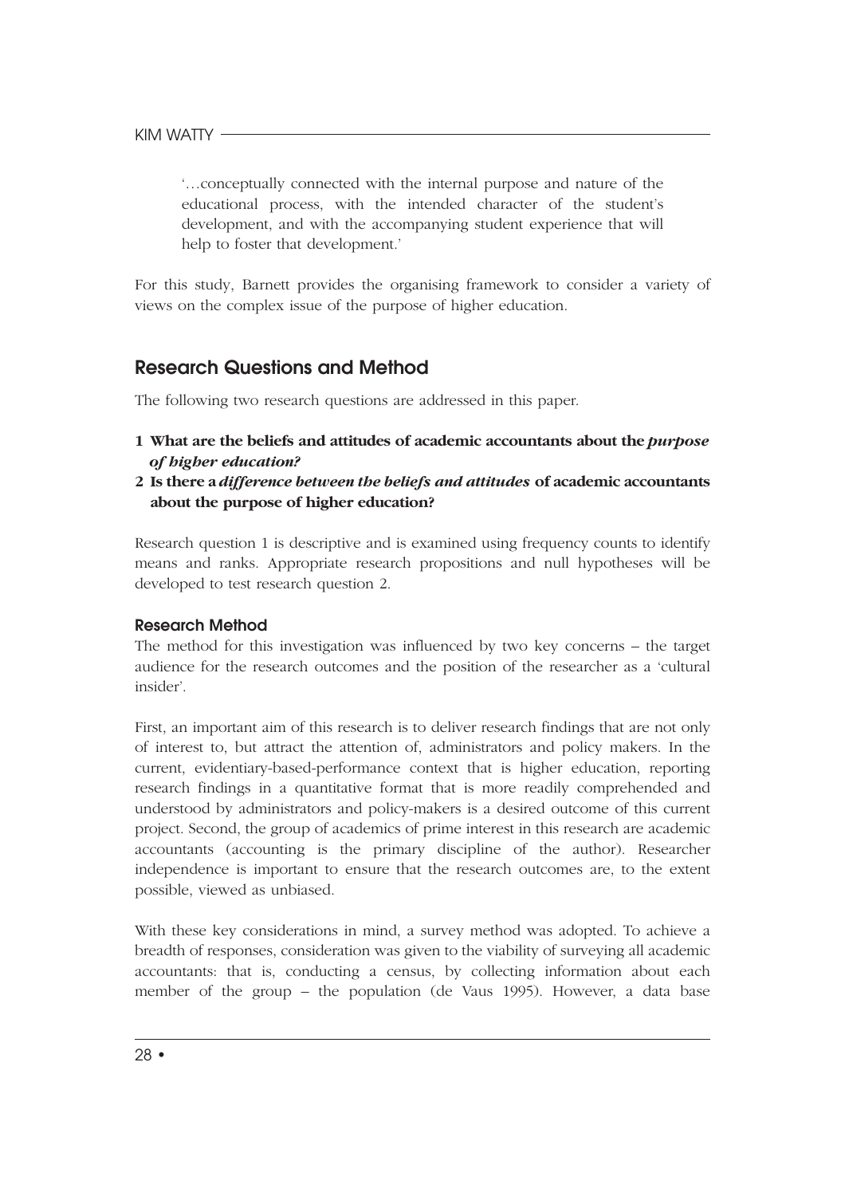> '…conceptually connected with the internal purpose and nature of the educational process, with the intended character of the student's development, and with the accompanying student experience that will help to foster that development.'

For this study, Barnett provides the organising framework to consider a variety of views on the complex issue of the purpose of higher education.

## Research Questions and Method

The following two research questions are addressed in this paper.

1. **What are the beliefs and attitudes of academic accountants about the *purpose of higher education?***
2. **Is there a *difference between the beliefs and attitudes* of academic accountants about the purpose of higher education?**

Research question 1 is descriptive and is examined using frequency counts to identify means and ranks. Appropriate research propositions and null hypotheses will be developed to test research question 2.

### Research Method

The method for this investigation was influenced by two key concerns – the target audience for the research outcomes and the position of the researcher as a 'cultural insider'.

First, an important aim of this research is to deliver research findings that are not only of interest to, but attract the attention of, administrators and policy makers. In the current, evidentiary-based-performance context that is higher education, reporting research findings in a quantitative format that is more readily comprehended and understood by administrators and policy-makers is a desired outcome of this current project. Second, the group of academics of prime interest in this research are academic accountants (accounting is the primary discipline of the author). Researcher independence is important to ensure that the research outcomes are, to the extent possible, viewed as unbiased.

With these key considerations in mind, a survey method was adopted. To achieve a breadth of responses, consideration was given to the viability of surveying all academic accountants: that is, conducting a census, by collecting information about each member of the group – the population (de Vaus 1995). However, a data base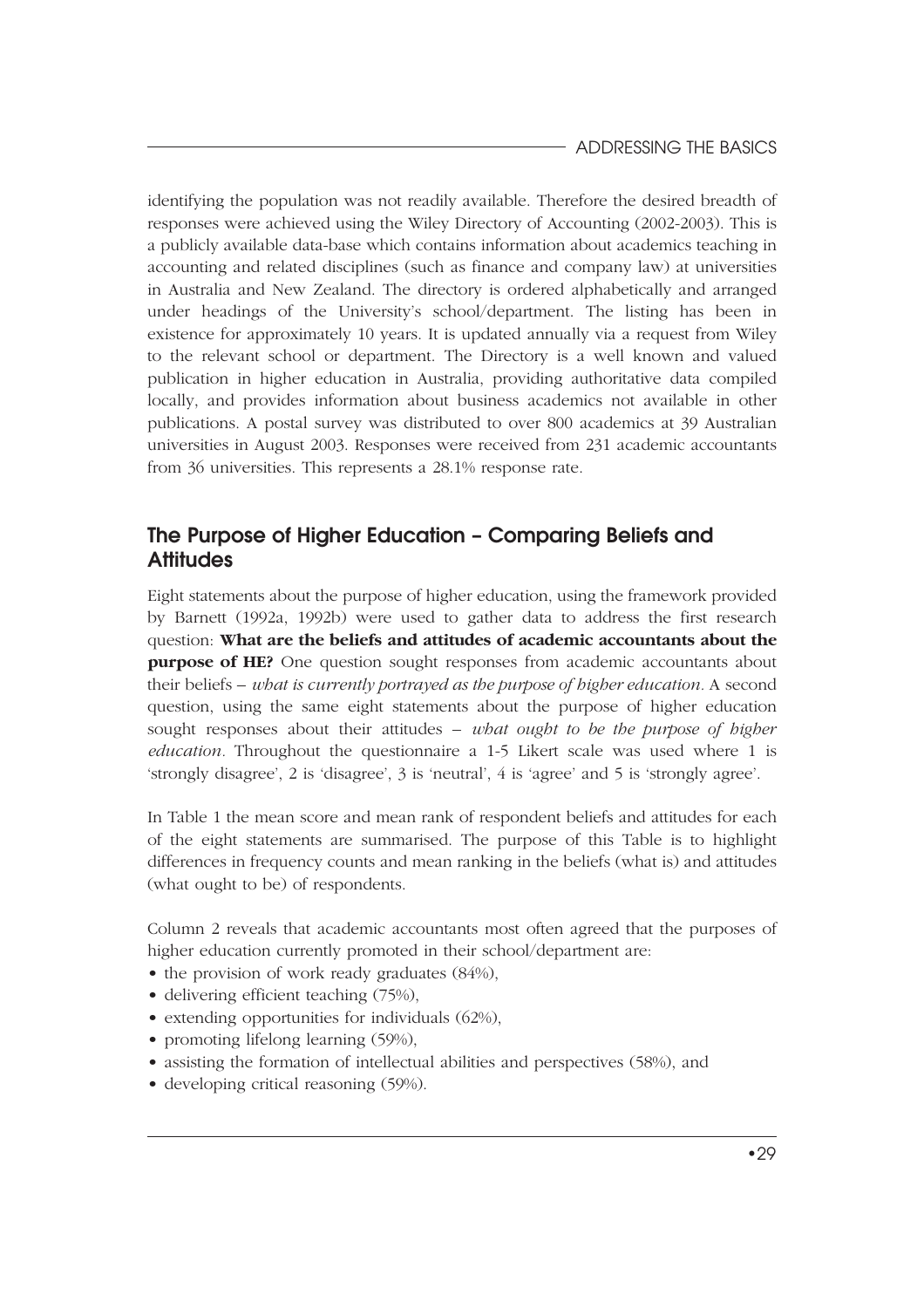identifying the population was not readily available. Therefore the desired breadth of responses were achieved using the Wiley Directory of Accounting (2002-2003). This is a publicly available data-base which contains information about academics teaching in accounting and related disciplines (such as finance and company law) at universities in Australia and New Zealand. The directory is ordered alphabetically and arranged under headings of the University's school/department. The listing has been in existence for approximately 10 years. It is updated annually via a request from Wiley to the relevant school or department. The Directory is a well known and valued publication in higher education in Australia, providing authoritative data compiled locally, and provides information about business academics not available in other publications. A postal survey was distributed to over 800 academics at 39 Australian universities in August 2003. Responses were received from 231 academic accountants from 36 universities. This represents a 28.1% response rate.

## The Purpose of Higher Education – Comparing Beliefs and Attitudes

Eight statements about the purpose of higher education, using the framework provided by Barnett (1992a, 1992b) were used to gather data to address the first research question: **What are the beliefs and attitudes of academic accountants about the purpose of HE?** One question sought responses from academic accountants about their beliefs – *what is currently portrayed as the purpose of higher education*. A second question, using the same eight statements about the purpose of higher education sought responses about their attitudes – *what ought to be the purpose of higher education*. Throughout the questionnaire a 1-5 Likert scale was used where 1 is 'strongly disagree', 2 is 'disagree', 3 is 'neutral', 4 is 'agree' and 5 is 'strongly agree'.

In Table 1 the mean score and mean rank of respondent beliefs and attitudes for each of the eight statements are summarised. The purpose of this Table is to highlight differences in frequency counts and mean ranking in the beliefs (what is) and attitudes (what ought to be) of respondents.

Column 2 reveals that academic accountants most often agreed that the purposes of higher education currently promoted in their school/department are:

- the provision of work ready graduates (84%),
- delivering efficient teaching (75%),
- extending opportunities for individuals (62%),
- promoting lifelong learning (59%),
- assisting the formation of intellectual abilities and perspectives (58%), and
- developing critical reasoning (59%).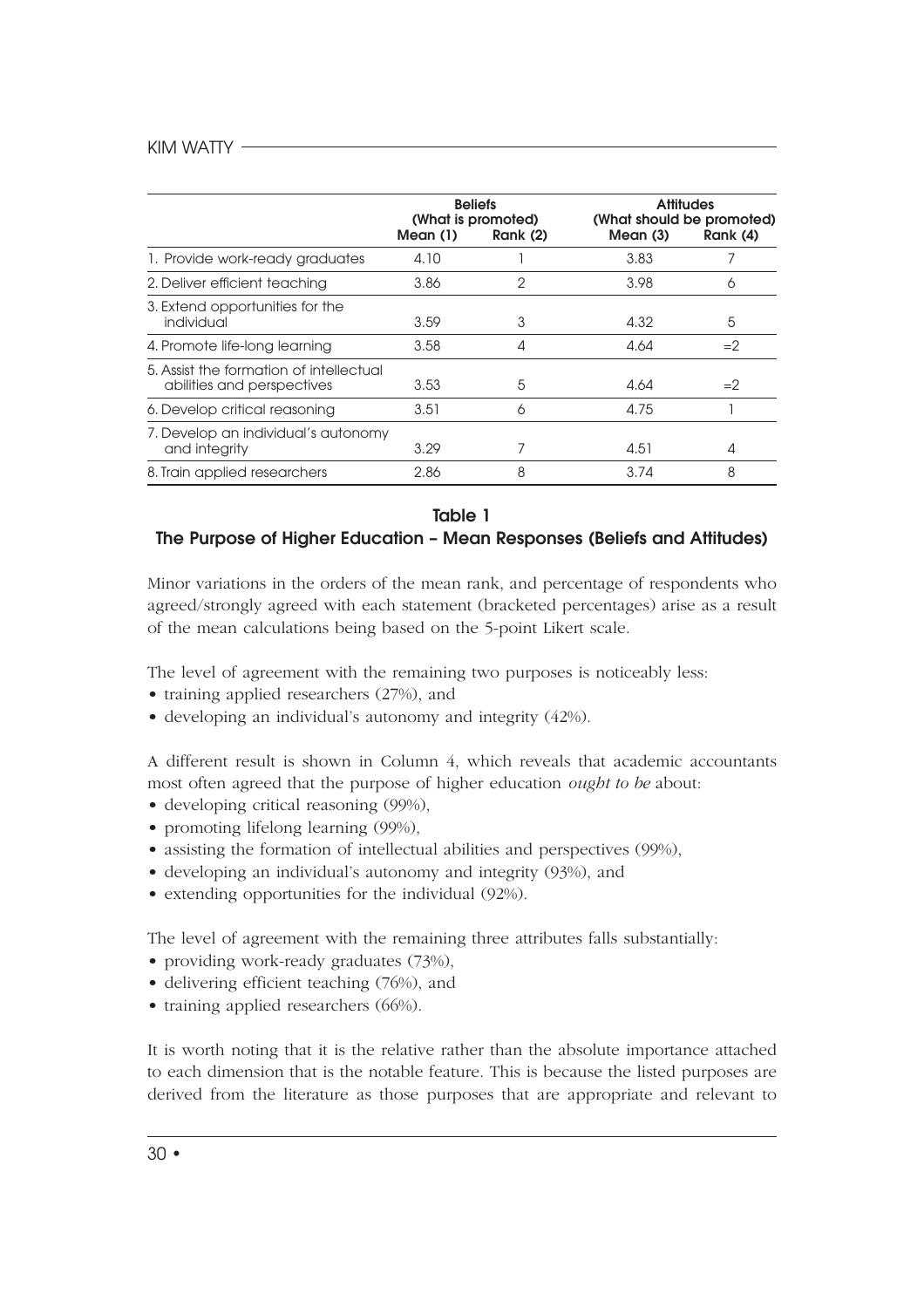| | Beliefs (What is promoted) | | Attitudes (What should be promoted) | |
|---|---|---|---|---|
| | Mean (1) | Rank (2) | Mean (3) | Rank (4) |
| 1. Provide work-ready graduates | 4.10 | 1 | 3.83 | 7 |
| 2. Deliver efficient teaching | 3.86 | 2 | 3.98 | 6 |
| 3. Extend opportunities for the individual | 3.59 | 3 | 4.32 | 5 |
| 4. Promote life-long learning | 3.58 | 4 | 4.64 | =2 |
| 5. Assist the formation of intellectual abilities and perspectives | 3.53 | 5 | 4.64 | =2 |
| 6. Develop critical reasoning | 3.51 | 6 | 4.75 | 1 |
| 7. Develop an individual's autonomy and integrity | 3.29 | 7 | 4.51 | 4 |
| 8. Train applied researchers | 2.86 | 8 | 3.74 | 8 |

**Table 1**

**The Purpose of Higher Education – Mean Responses (Beliefs and Attitudes)**

Minor variations in the orders of the mean rank, and percentage of respondents who agreed/strongly agreed with each statement (bracketed percentages) arise as a result of the mean calculations being based on the 5-point Likert scale.

The level of agreement with the remaining two purposes is noticeably less:

- training applied researchers (27%), and
- developing an individual's autonomy and integrity (42%).

A different result is shown in Column 4, which reveals that academic accountants most often agreed that the purpose of higher education *ought to be* about:

- developing critical reasoning (99%),
- promoting lifelong learning (99%),
- assisting the formation of intellectual abilities and perspectives (99%),
- developing an individual's autonomy and integrity (93%), and
- extending opportunities for the individual (92%).

The level of agreement with the remaining three attributes falls substantially:

- providing work-ready graduates (73%),
- delivering efficient teaching (76%), and
- training applied researchers (66%).

It is worth noting that it is the relative rather than the absolute importance attached to each dimension that is the notable feature. This is because the listed purposes are derived from the literature as those purposes that are appropriate and relevant to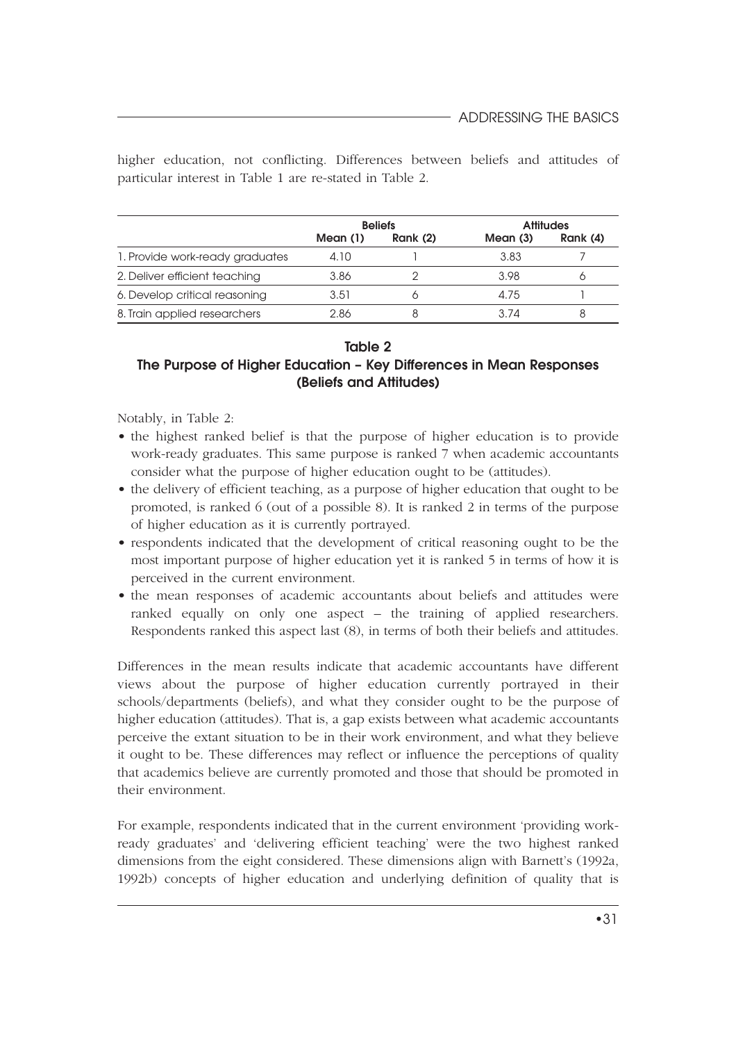higher education, not conflicting. Differences between beliefs and attitudes of particular interest in Table 1 are re-stated in Table 2.

| | Beliefs | | Attitudes | |
|---|---|---|---|---|
| | Mean (1) | Rank (2) | Mean (3) | Rank (4) |
| 1. Provide work-ready graduates | 4.10 | 1 | 3.83 | 7 |
| 2. Deliver efficient teaching | 3.86 | 2 | 3.98 | 6 |
| 6. Develop critical reasoning | 3.51 | 6 | 4.75 | 1 |
| 8. Train applied researchers | 2.86 | 8 | 3.74 | 8 |

**Table 2**
**The Purpose of Higher Education – Key Differences in Mean Responses (Beliefs and Attitudes)**

Notably, in Table 2:

- the highest ranked belief is that the purpose of higher education is to provide work-ready graduates. This same purpose is ranked 7 when academic accountants consider what the purpose of higher education ought to be (attitudes).
- the delivery of efficient teaching, as a purpose of higher education that ought to be promoted, is ranked 6 (out of a possible 8). It is ranked 2 in terms of the purpose of higher education as it is currently portrayed.
- respondents indicated that the development of critical reasoning ought to be the most important purpose of higher education yet it is ranked 5 in terms of how it is perceived in the current environment.
- the mean responses of academic accountants about beliefs and attitudes were ranked equally on only one aspect – the training of applied researchers. Respondents ranked this aspect last (8), in terms of both their beliefs and attitudes.

Differences in the mean results indicate that academic accountants have different views about the purpose of higher education currently portrayed in their schools/departments (beliefs), and what they consider ought to be the purpose of higher education (attitudes). That is, a gap exists between what academic accountants perceive the extant situation to be in their work environment, and what they believe it ought to be. These differences may reflect or influence the perceptions of quality that academics believe are currently promoted and those that should be promoted in their environment.

For example, respondents indicated that in the current environment 'providing work-ready graduates' and 'delivering efficient teaching' were the two highest ranked dimensions from the eight considered. These dimensions align with Barnett's (1992a, 1992b) concepts of higher education and underlying definition of quality that is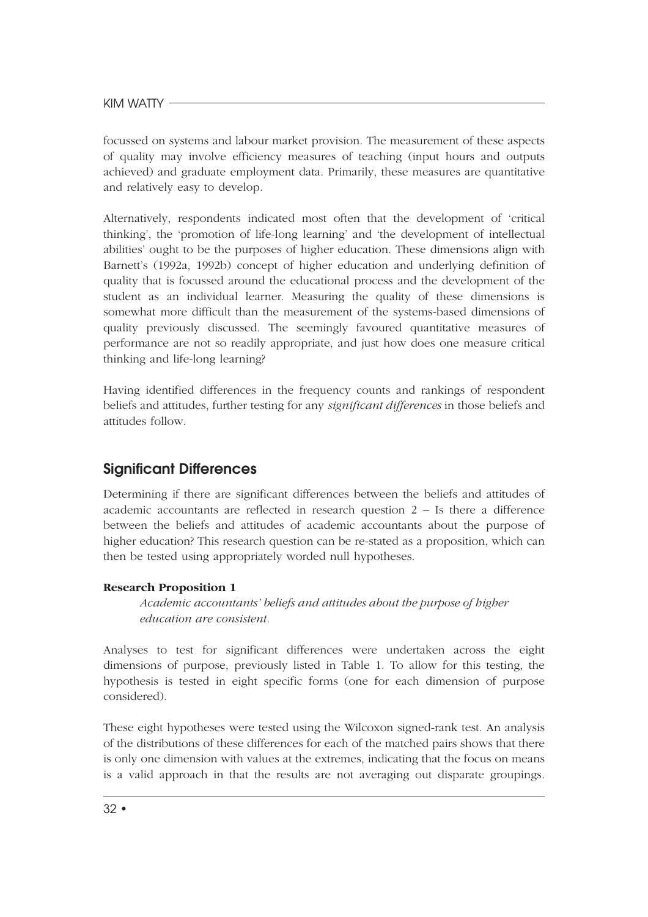focussed on systems and labour market provision. The measurement of these aspects of quality may involve efficiency measures of teaching (input hours and outputs achieved) and graduate employment data. Primarily, these measures are quantitative and relatively easy to develop.

Alternatively, respondents indicated most often that the development of 'critical thinking', the 'promotion of life-long learning' and 'the development of intellectual abilities' ought to be the purposes of higher education. These dimensions align with Barnett's (1992a, 1992b) concept of higher education and underlying definition of quality that is focussed around the educational process and the development of the student as an individual learner. Measuring the quality of these dimensions is somewhat more difficult than the measurement of the systems-based dimensions of quality previously discussed. The seemingly favoured quantitative measures of performance are not so readily appropriate, and just how does one measure critical thinking and life-long learning?

Having identified differences in the frequency counts and rankings of respondent beliefs and attitudes, further testing for any *significant differences* in those beliefs and attitudes follow.

## Significant Differences

Determining if there are significant differences between the beliefs and attitudes of academic accountants are reflected in research question 2 – Is there a difference between the beliefs and attitudes of academic accountants about the purpose of higher education? This research question can be re-stated as a proposition, which can then be tested using appropriately worded null hypotheses.

**Research Proposition 1**

> *Academic accountants' beliefs and attitudes about the purpose of higher education are consistent.*

Analyses to test for significant differences were undertaken across the eight dimensions of purpose, previously listed in Table 1. To allow for this testing, the hypothesis is tested in eight specific forms (one for each dimension of purpose considered).

These eight hypotheses were tested using the Wilcoxon signed-rank test. An analysis of the distributions of these differences for each of the matched pairs shows that there is only one dimension with values at the extremes, indicating that the focus on means is a valid approach in that the results are not averaging out disparate groupings.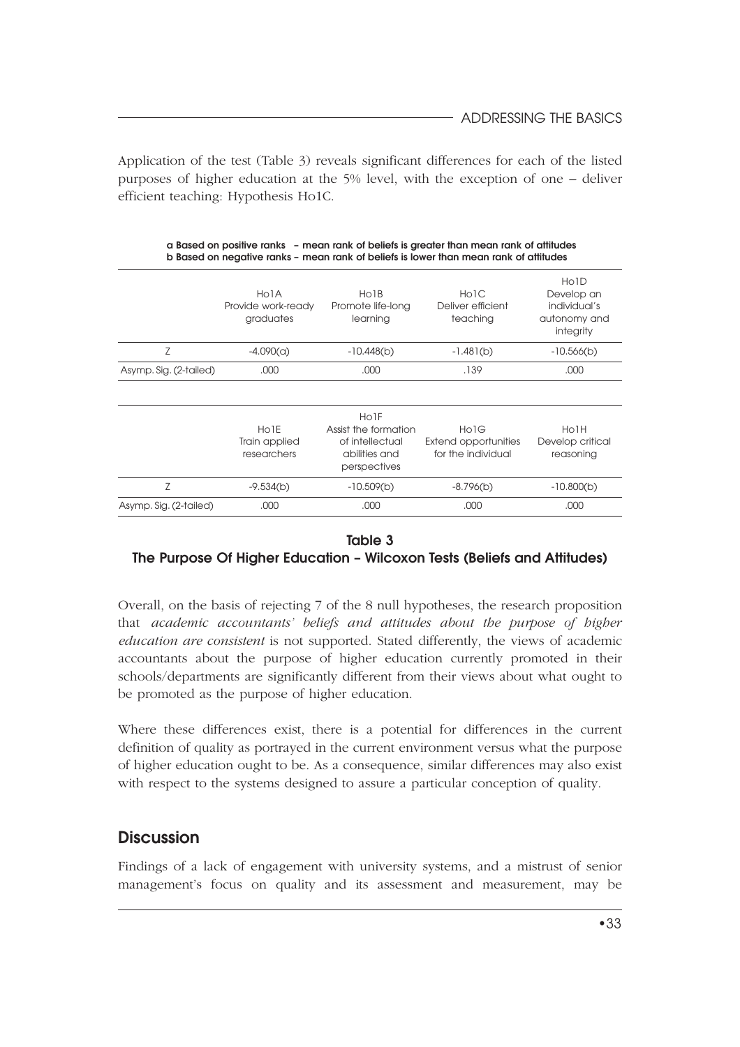Application of the test (Table 3) reveals significant differences for each of the listed purposes of higher education at the 5% level, with the exception of one – deliver efficient teaching: Hypothesis Ho1C.

**a Based on positive ranks – mean rank of beliefs is greater than mean rank of attitudes**
**b Based on negative ranks – mean rank of beliefs is lower than mean rank of attitudes**

| | Ho1A Provide work-ready graduates | Ho1B Promote life-long learning | Ho1C Deliver efficient teaching | Ho1D Develop an individual's autonomy and integrity |
|---|---|---|---|---|
| Z | -4.090(a) | -10.448(b) | -1.481(b) | -10.566(b) |
| Asymp. Sig. (2-tailed) | .000 | .000 | .139 | .000 |

| | Ho1E Train applied researchers | Ho1F Assist the formation of intellectual abilities and perspectives | Ho1G Extend opportunities for the individual | Ho1H Develop critical reasoning |
|---|---|---|---|---|
| Z | -9.534(b) | -10.509(b) | -8.796(b) | -10.800(b) |
| Asymp. Sig. (2-tailed) | .000 | .000 | .000 | .000 |

**Table 3**
**The Purpose Of Higher Education – Wilcoxon Tests (Beliefs and Attitudes)**

Overall, on the basis of rejecting 7 of the 8 null hypotheses, the research proposition that *academic accountants' beliefs and attitudes about the purpose of higher education are consistent* is not supported. Stated differently, the views of academic accountants about the purpose of higher education currently promoted in their schools/departments are significantly different from their views about what ought to be promoted as the purpose of higher education.

Where these differences exist, there is a potential for differences in the current definition of quality as portrayed in the current environment versus what the purpose of higher education ought to be. As a consequence, similar differences may also exist with respect to the systems designed to assure a particular conception of quality.

## Discussion

Findings of a lack of engagement with university systems, and a mistrust of senior management's focus on quality and its assessment and measurement, may be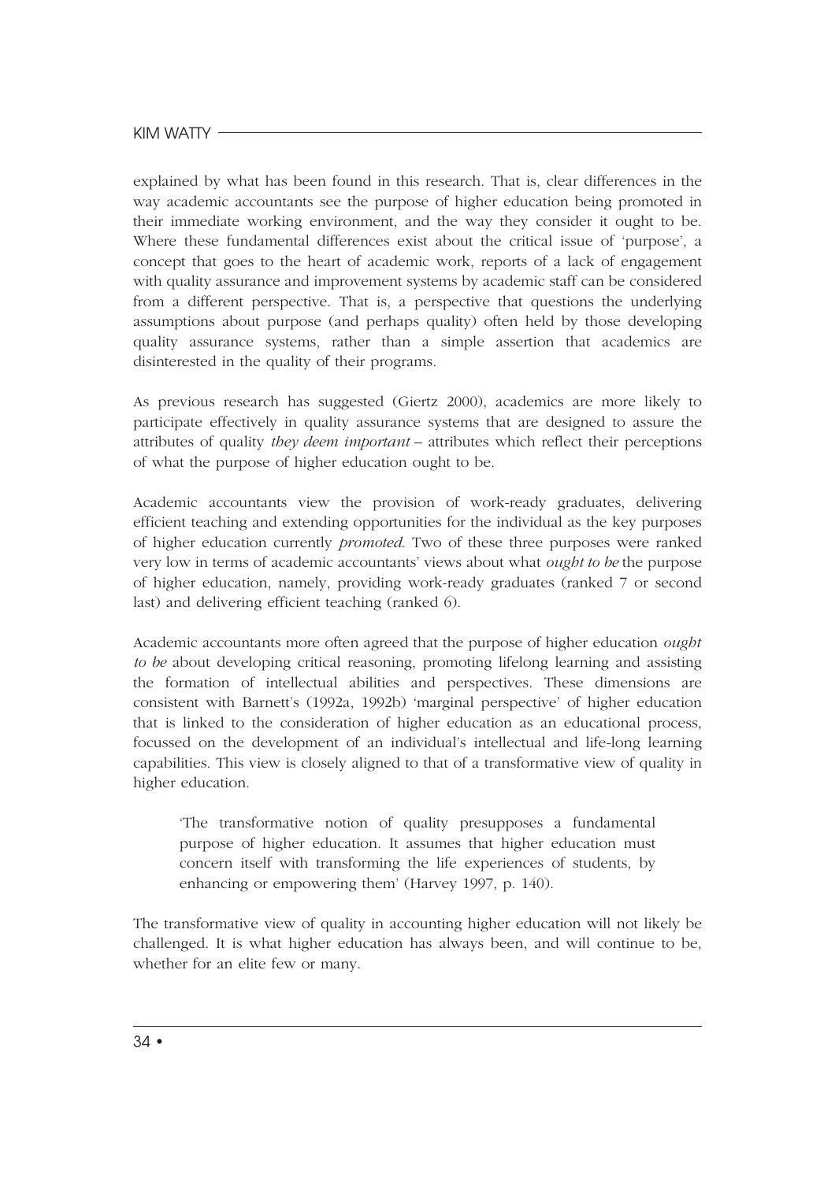explained by what has been found in this research. That is, clear differences in the way academic accountants see the purpose of higher education being promoted in their immediate working environment, and the way they consider it ought to be. Where these fundamental differences exist about the critical issue of 'purpose', a concept that goes to the heart of academic work, reports of a lack of engagement with quality assurance and improvement systems by academic staff can be considered from a different perspective. That is, a perspective that questions the underlying assumptions about purpose (and perhaps quality) often held by those developing quality assurance systems, rather than a simple assertion that academics are disinterested in the quality of their programs.

As previous research has suggested (Giertz 2000), academics are more likely to participate effectively in quality assurance systems that are designed to assure the attributes of quality *they deem important* – attributes which reflect their perceptions of what the purpose of higher education ought to be.

Academic accountants view the provision of work-ready graduates, delivering efficient teaching and extending opportunities for the individual as the key purposes of higher education currently *promoted*. Two of these three purposes were ranked very low in terms of academic accountants' views about what *ought to be* the purpose of higher education, namely, providing work-ready graduates (ranked 7 or second last) and delivering efficient teaching (ranked 6).

Academic accountants more often agreed that the purpose of higher education *ought to be* about developing critical reasoning, promoting lifelong learning and assisting the formation of intellectual abilities and perspectives. These dimensions are consistent with Barnett's (1992a, 1992b) 'marginal perspective' of higher education that is linked to the consideration of higher education as an educational process, focussed on the development of an individual's intellectual and life-long learning capabilities. This view is closely aligned to that of a transformative view of quality in higher education.

> 'The transformative notion of quality presupposes a fundamental purpose of higher education. It assumes that higher education must concern itself with transforming the life experiences of students, by enhancing or empowering them' (Harvey 1997, p. 140).

The transformative view of quality in accounting higher education will not likely be challenged. It is what higher education has always been, and will continue to be, whether for an elite few or many.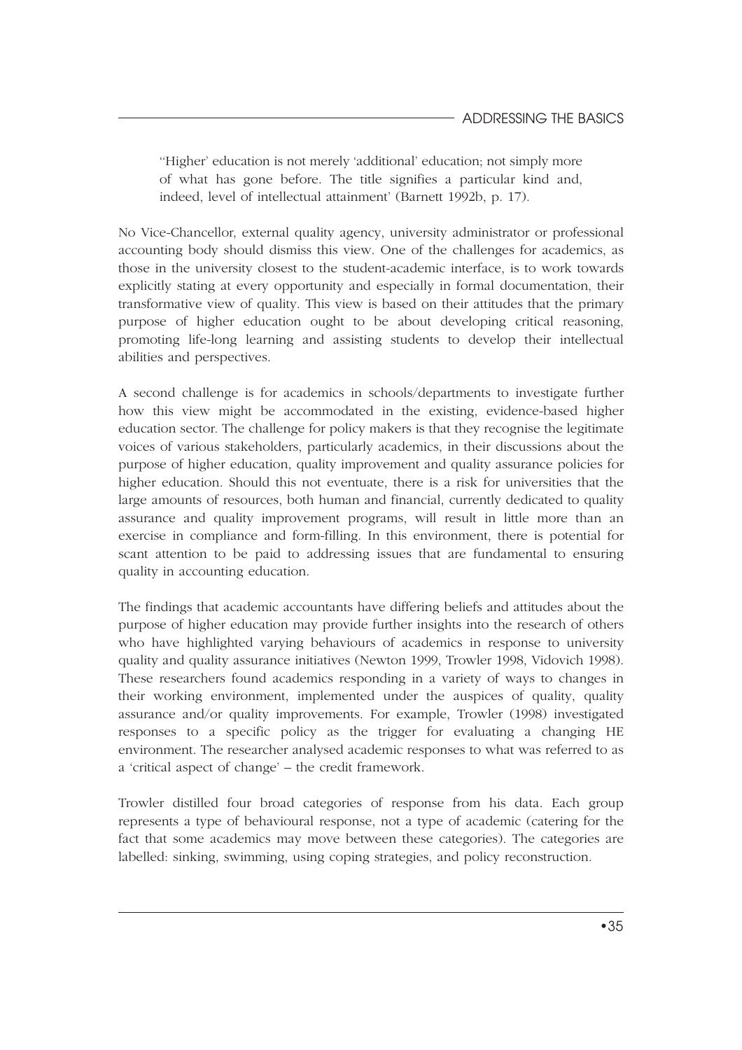> ''Higher' education is not merely 'additional' education; not simply more of what has gone before. The title signifies a particular kind and, indeed, level of intellectual attainment' (Barnett 1992b, p. 17).

No Vice-Chancellor, external quality agency, university administrator or professional accounting body should dismiss this view. One of the challenges for academics, as those in the university closest to the student-academic interface, is to work towards explicitly stating at every opportunity and especially in formal documentation, their transformative view of quality. This view is based on their attitudes that the primary purpose of higher education ought to be about developing critical reasoning, promoting life-long learning and assisting students to develop their intellectual abilities and perspectives.

A second challenge is for academics in schools/departments to investigate further how this view might be accommodated in the existing, evidence-based higher education sector. The challenge for policy makers is that they recognise the legitimate voices of various stakeholders, particularly academics, in their discussions about the purpose of higher education, quality improvement and quality assurance policies for higher education. Should this not eventuate, there is a risk for universities that the large amounts of resources, both human and financial, currently dedicated to quality assurance and quality improvement programs, will result in little more than an exercise in compliance and form-filling. In this environment, there is potential for scant attention to be paid to addressing issues that are fundamental to ensuring quality in accounting education.

The findings that academic accountants have differing beliefs and attitudes about the purpose of higher education may provide further insights into the research of others who have highlighted varying behaviours of academics in response to university quality and quality assurance initiatives (Newton 1999, Trowler 1998, Vidovich 1998). These researchers found academics responding in a variety of ways to changes in their working environment, implemented under the auspices of quality, quality assurance and/or quality improvements. For example, Trowler (1998) investigated responses to a specific policy as the trigger for evaluating a changing HE environment. The researcher analysed academic responses to what was referred to as a 'critical aspect of change' – the credit framework.

Trowler distilled four broad categories of response from his data. Each group represents a type of behavioural response, not a type of academic (catering for the fact that some academics may move between these categories). The categories are labelled: sinking, swimming, using coping strategies, and policy reconstruction.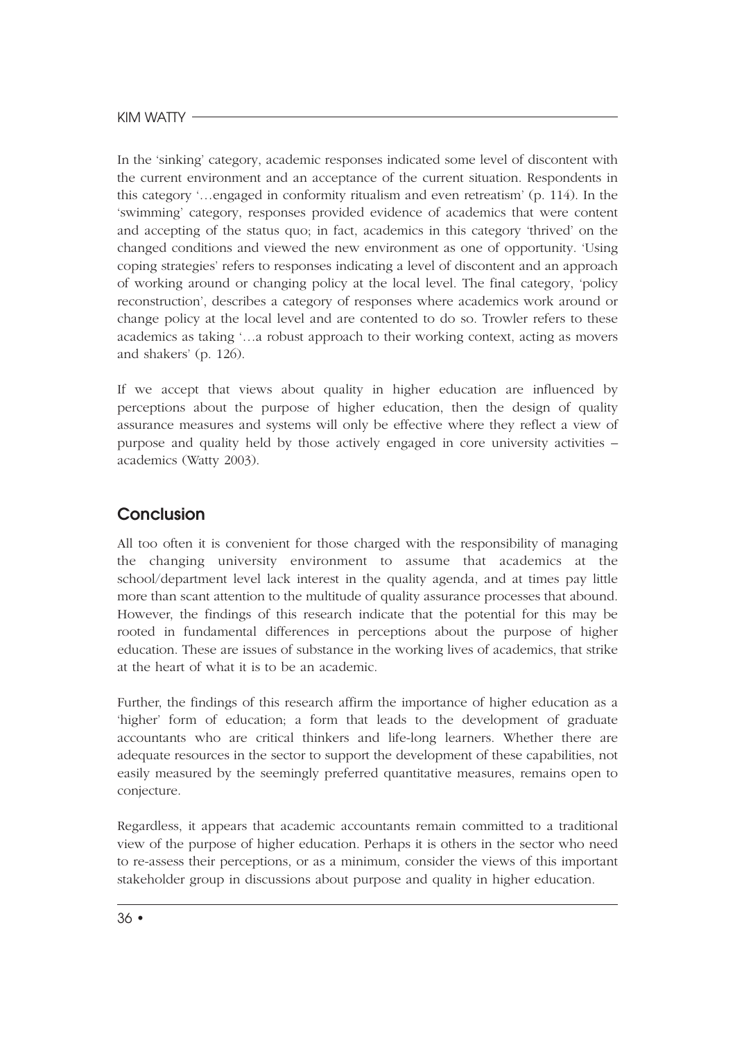In the 'sinking' category, academic responses indicated some level of discontent with the current environment and an acceptance of the current situation. Respondents in this category '…engaged in conformity ritualism and even retreatism' (p. 114). In the 'swimming' category, responses provided evidence of academics that were content and accepting of the status quo; in fact, academics in this category 'thrived' on the changed conditions and viewed the new environment as one of opportunity. 'Using coping strategies' refers to responses indicating a level of discontent and an approach of working around or changing policy at the local level. The final category, 'policy reconstruction', describes a category of responses where academics work around or change policy at the local level and are contented to do so. Trowler refers to these academics as taking '…a robust approach to their working context, acting as movers and shakers' (p. 126).

If we accept that views about quality in higher education are influenced by perceptions about the purpose of higher education, then the design of quality assurance measures and systems will only be effective where they reflect a view of purpose and quality held by those actively engaged in core university activities – academics (Watty 2003).

## Conclusion

All too often it is convenient for those charged with the responsibility of managing the changing university environment to assume that academics at the school/department level lack interest in the quality agenda, and at times pay little more than scant attention to the multitude of quality assurance processes that abound. However, the findings of this research indicate that the potential for this may be rooted in fundamental differences in perceptions about the purpose of higher education. These are issues of substance in the working lives of academics, that strike at the heart of what it is to be an academic.

Further, the findings of this research affirm the importance of higher education as a 'higher' form of education; a form that leads to the development of graduate accountants who are critical thinkers and life-long learners. Whether there are adequate resources in the sector to support the development of these capabilities, not easily measured by the seemingly preferred quantitative measures, remains open to conjecture.

Regardless, it appears that academic accountants remain committed to a traditional view of the purpose of higher education. Perhaps it is others in the sector who need to re-assess their perceptions, or as a minimum, consider the views of this important stakeholder group in discussions about purpose and quality in higher education.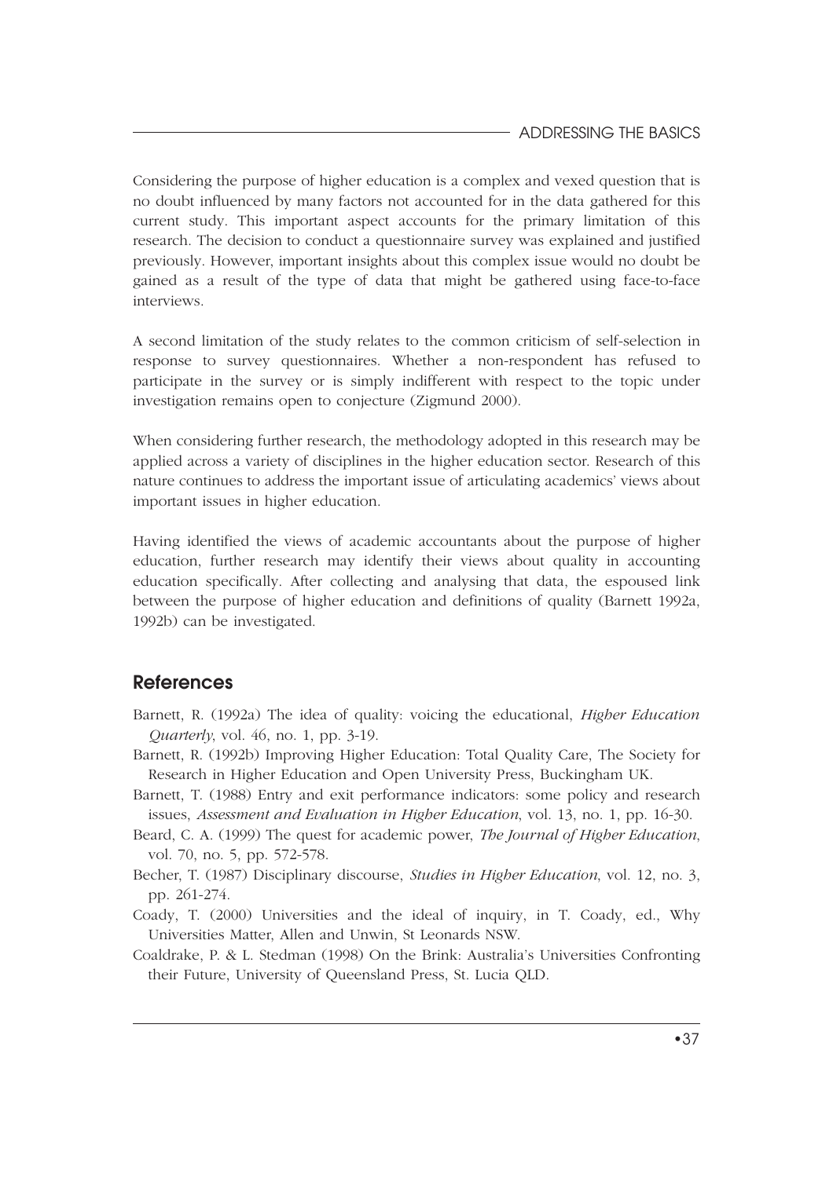Considering the purpose of higher education is a complex and vexed question that is no doubt influenced by many factors not accounted for in the data gathered for this current study. This important aspect accounts for the primary limitation of this research. The decision to conduct a questionnaire survey was explained and justified previously. However, important insights about this complex issue would no doubt be gained as a result of the type of data that might be gathered using face-to-face interviews.

A second limitation of the study relates to the common criticism of self-selection in response to survey questionnaires. Whether a non-respondent has refused to participate in the survey or is simply indifferent with respect to the topic under investigation remains open to conjecture (Zigmund 2000).

When considering further research, the methodology adopted in this research may be applied across a variety of disciplines in the higher education sector. Research of this nature continues to address the important issue of articulating academics' views about important issues in higher education.

Having identified the views of academic accountants about the purpose of higher education, further research may identify their views about quality in accounting education specifically. After collecting and analysing that data, the espoused link between the purpose of higher education and definitions of quality (Barnett 1992a, 1992b) can be investigated.

## References

Barnett, R. (1992a) The idea of quality: voicing the educational, *Higher Education Quarterly*, vol. 46, no. 1, pp. 3-19.

Barnett, R. (1992b) Improving Higher Education: Total Quality Care, The Society for Research in Higher Education and Open University Press, Buckingham UK.

Barnett, T. (1988) Entry and exit performance indicators: some policy and research issues, *Assessment and Evaluation in Higher Education*, vol. 13, no. 1, pp. 16-30.

Beard, C. A. (1999) The quest for academic power, *The Journal of Higher Education*, vol. 70, no. 5, pp. 572-578.

Becher, T. (1987) Disciplinary discourse, *Studies in Higher Education*, vol. 12, no. 3, pp. 261-274.

Coady, T. (2000) Universities and the ideal of inquiry, in T. Coady, ed., Why Universities Matter, Allen and Unwin, St Leonards NSW.

Coaldrake, P. & L. Stedman (1998) On the Brink: Australia's Universities Confronting their Future, University of Queensland Press, St. Lucia QLD.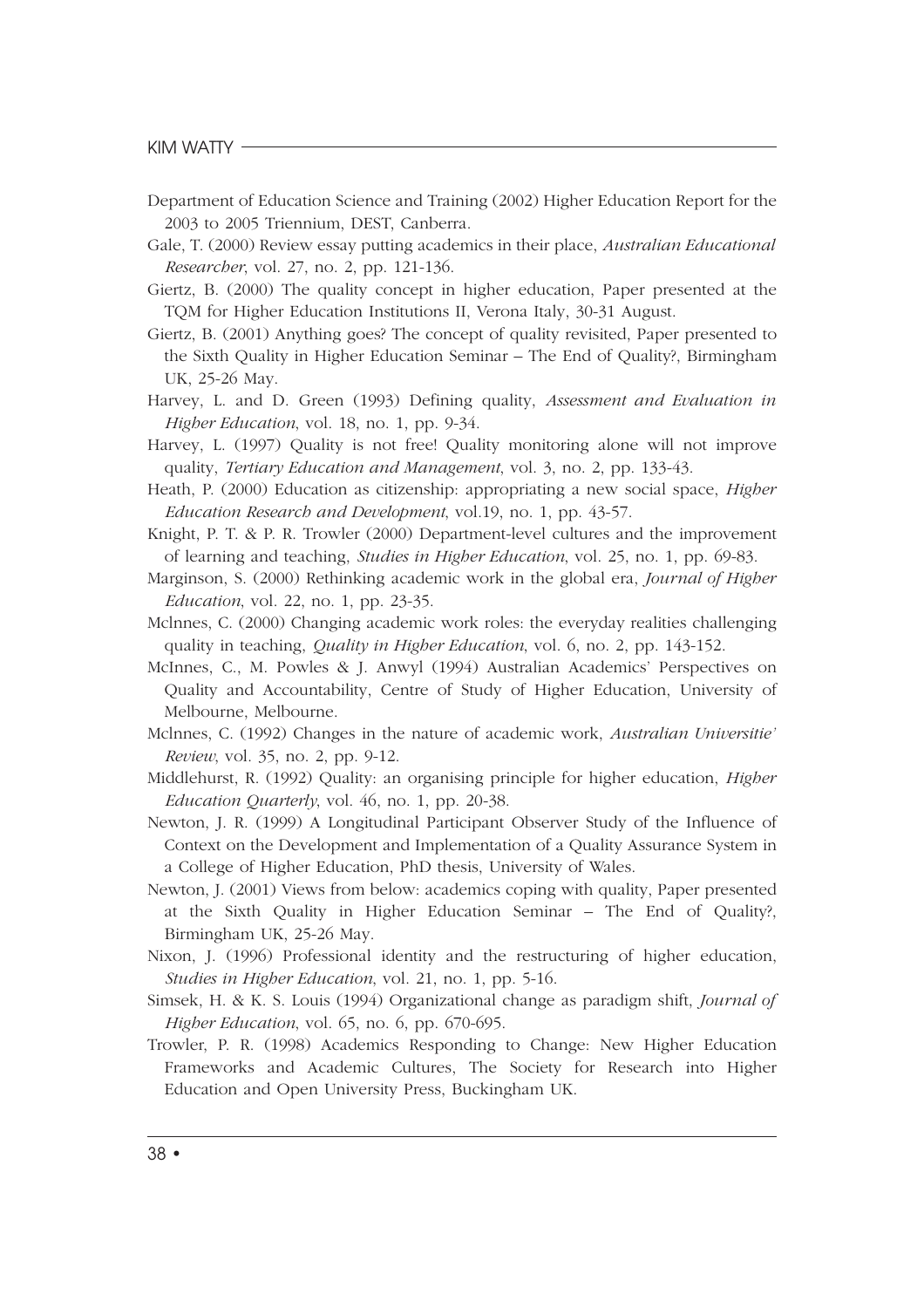Department of Education Science and Training (2002) Higher Education Report for the 2003 to 2005 Triennium, DEST, Canberra.

Gale, T. (2000) Review essay putting academics in their place, *Australian Educational Researcher*, vol. 27, no. 2, pp. 121-136.

Giertz, B. (2000) The quality concept in higher education, Paper presented at the TQM for Higher Education Institutions II, Verona Italy, 30-31 August.

Giertz, B. (2001) Anything goes? The concept of quality revisited, Paper presented to the Sixth Quality in Higher Education Seminar – The End of Quality?, Birmingham UK, 25-26 May.

Harvey, L. and D. Green (1993) Defining quality, *Assessment and Evaluation in Higher Education*, vol. 18, no. 1, pp. 9-34.

Harvey, L. (1997) Quality is not free! Quality monitoring alone will not improve quality, *Tertiary Education and Management*, vol. 3, no. 2, pp. 133-43.

Heath, P. (2000) Education as citizenship: appropriating a new social space, *Higher Education Research and Development*, vol.19, no. 1, pp. 43-57.

Knight, P. T. & P. R. Trowler (2000) Department-level cultures and the improvement of learning and teaching, *Studies in Higher Education*, vol. 25, no. 1, pp. 69-83.

Marginson, S. (2000) Rethinking academic work in the global era, *Journal of Higher Education*, vol. 22, no. 1, pp. 23-35.

Mclnnes, C. (2000) Changing academic work roles: the everyday realities challenging quality in teaching, *Quality in Higher Education*, vol. 6, no. 2, pp. 143-152.

McInnes, C., M. Powles & J. Anwyl (1994) Australian Academics' Perspectives on Quality and Accountability, Centre of Study of Higher Education, University of Melbourne, Melbourne.

Mclnnes, C. (1992) Changes in the nature of academic work, *Australian Universitie' Review*, vol. 35, no. 2, pp. 9-12.

Middlehurst, R. (1992) Quality: an organising principle for higher education, *Higher Education Quarterly*, vol. 46, no. 1, pp. 20-38.

Newton, J. R. (1999) A Longitudinal Participant Observer Study of the Influence of Context on the Development and Implementation of a Quality Assurance System in a College of Higher Education, PhD thesis, University of Wales.

Newton, J. (2001) Views from below: academics coping with quality, Paper presented at the Sixth Quality in Higher Education Seminar – The End of Quality?, Birmingham UK, 25-26 May.

Nixon, J. (1996) Professional identity and the restructuring of higher education, *Studies in Higher Education*, vol. 21, no. 1, pp. 5-16.

Simsek, H. & K. S. Louis (1994) Organizational change as paradigm shift, *Journal of Higher Education*, vol. 65, no. 6, pp. 670-695.

Trowler, P. R. (1998) Academics Responding to Change: New Higher Education Frameworks and Academic Cultures, The Society for Research into Higher Education and Open University Press, Buckingham UK.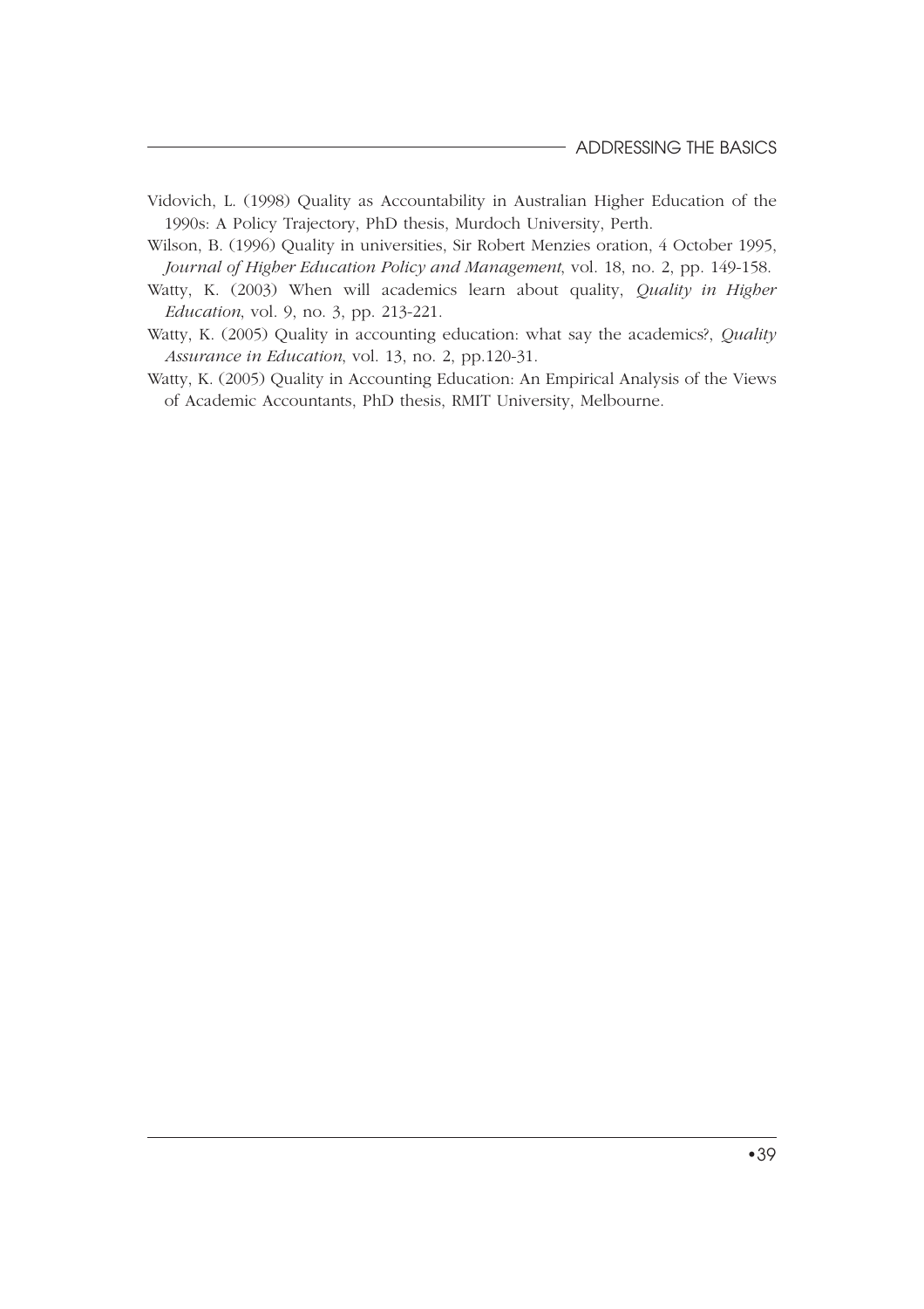Vidovich, L. (1998) Quality as Accountability in Australian Higher Education of the 1990s: A Policy Trajectory, PhD thesis, Murdoch University, Perth.

Wilson, B. (1996) Quality in universities, Sir Robert Menzies oration, 4 October 1995, *Journal of Higher Education Policy and Management*, vol. 18, no. 2, pp. 149-158.

Watty, K. (2003) When will academics learn about quality, *Quality in Higher Education*, vol. 9, no. 3, pp. 213-221.

Watty, K. (2005) Quality in accounting education: what say the academics?, *Quality Assurance in Education*, vol. 13, no. 2, pp.120-31.

Watty, K. (2005) Quality in Accounting Education: An Empirical Analysis of the Views of Academic Accountants, PhD thesis, RMIT University, Melbourne.